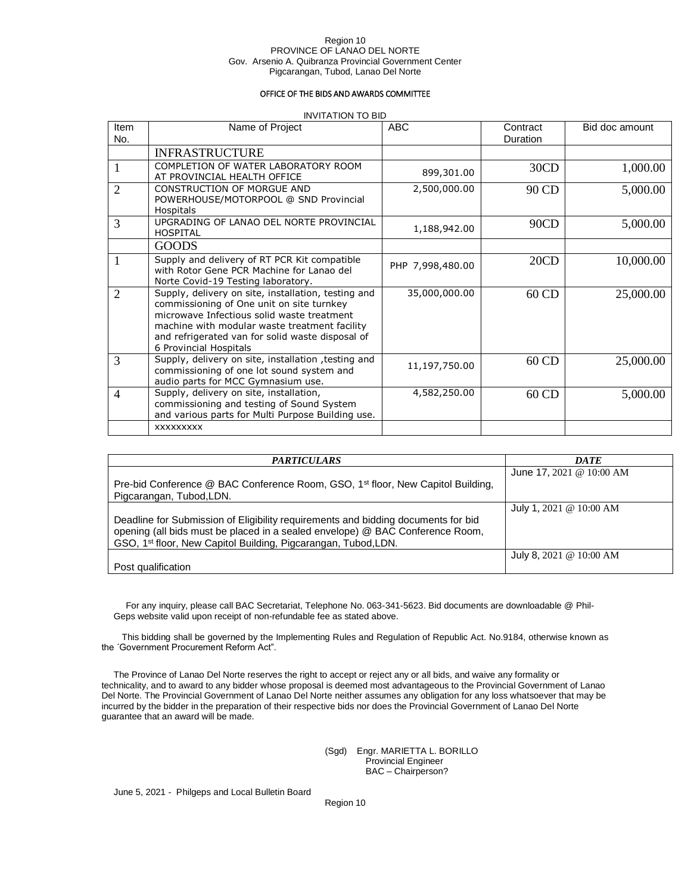Region 10
PROVINCE OF LANAO DEL NORTE
Gov. Arsenio A. Quibranza Provincial Government Center
Pigcarangan, Tubod, Lanao Del Norte

**OFFICE OF THE BIDS AND AWARDS COMMITTEE**

INVITATION TO BID

| Item No. | Name of Project | ABC | Contract Duration | Bid doc amount |
|---|---|---|---|---|
| | INFRASTRUCTURE | | | |
| 1 | COMPLETION OF WATER LABORATORY ROOM AT PROVINCIAL HEALTH OFFICE | 899,301.00 | 30CD | 1,000.00 |
| 2 | CONSTRUCTION OF MORGUE AND POWERHOUSE/MOTORPOOL @ SND Provincial Hospitals | 2,500,000.00 | 90 CD | 5,000.00 |
| 3 | UPGRADING OF LANAO DEL NORTE PROVINCIAL HOSPITAL | 1,188,942.00 | 90CD | 5,000.00 |
| | GOODS | | | |
| 1 | Supply and delivery of RT PCR Kit compatible with Rotor Gene PCR Machine for Lanao del Norte Covid-19 Testing laboratory. | PHP 7,998,480.00 | 20CD | 10,000.00 |
| 2 | Supply, delivery on site, installation, testing and commissioning of One unit on site turnkey microwave Infectious solid waste treatment machine with modular waste treatment facility and refrigerated van for solid waste disposal of 6 Provincial Hospitals | 35,000,000.00 | 60 CD | 25,000.00 |
| 3 | Supply, delivery on site, installation ,testing and commissioning of one lot sound system and audio parts for MCC Gymnasium use. | 11,197,750.00 | 60 CD | 25,000.00 |
| 4 | Supply, delivery on site, installation, commissioning and testing of Sound System and various parts for Multi Purpose Building use. | 4,582,250.00 | 60 CD | 5,000.00 |
| | xxxxxxxxx | | | |

| *PARTICULARS* | *DATE* |
|---|---|
| Pre-bid Conference @ BAC Conference Room, GSO, 1st floor, New Capitol Building, Pigcarangan, Tubod,LDN. | June 17, 2021 @ 10:00 AM |
| Deadline for Submission of Eligibility requirements and bidding documents for bid opening (all bids must be placed in a sealed envelope) @ BAC Conference Room, GSO, 1st floor, New Capitol Building, Pigcarangan, Tubod,LDN. | July 1, 2021 @ 10:00 AM |
| Post qualification | July 8, 2021 @ 10:00 AM |

For any inquiry, please call BAC Secretariat, Telephone No. 063-341-5623. Bid documents are downloadable @ Phil-Geps website valid upon receipt of non-refundable fee as stated above.

This bidding shall be governed by the Implementing Rules and Regulation of Republic Act. No.9184, otherwise known as the ´Government Procurement Reform Act".

The Province of Lanao Del Norte reserves the right to accept or reject any or all bids, and waive any formality or technicality, and to award to any bidder whose proposal is deemed most advantageous to the Provincial Government of Lanao Del Norte. The Provincial Government of Lanao Del Norte neither assumes any obligation for any loss whatsoever that may be incurred by the bidder in the preparation of their respective bids nor does the Provincial Government of Lanao Del Norte guarantee that an award will be made.

(Sgd) Engr. MARIETTA L. BORILLO
Provincial Engineer
BAC – Chairperson?

June 5, 2021 - Philgeps and Local Bulletin Board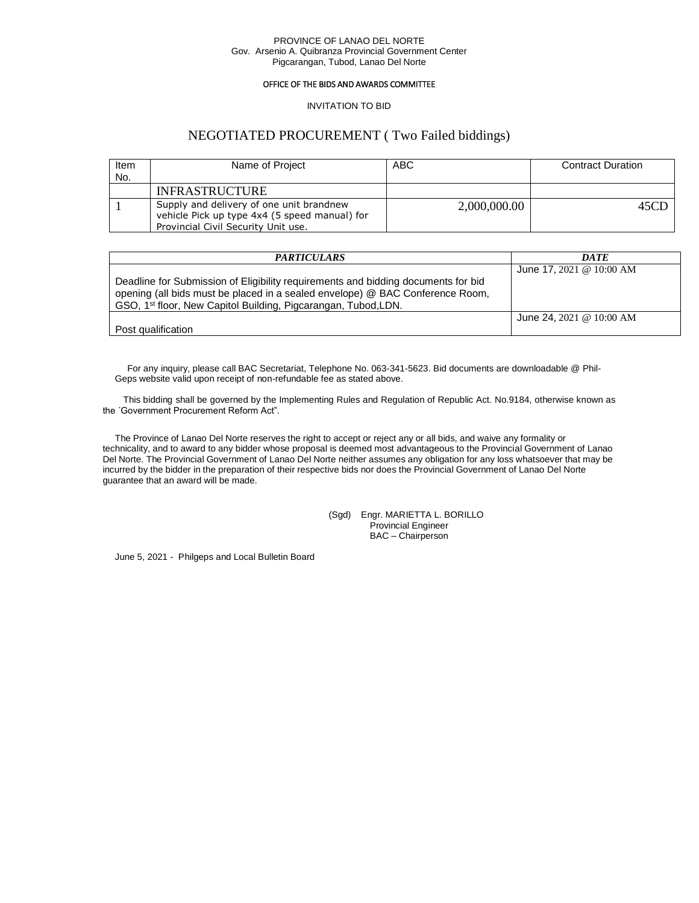PROVINCE OF LANAO DEL NORTE
Gov. Arsenio A. Quibranza Provincial Government Center
Pigcarangan, Tubod, Lanao Del Norte

OFFICE OF THE BIDS AND AWARDS COMMITTEE

INVITATION TO BID

# NEGOTIATED PROCUREMENT ( Two Failed biddings)

| Item No. | Name of Project | ABC | Contract Duration |
|---|---|---|---|
| | INFRASTRUCTURE | | |
| 1 | Supply and delivery of one unit brandnew vehicle Pick up type 4x4 (5 speed manual) for Provincial Civil Security Unit use. | 2,000,000.00 | 45CD |

| ***PARTICULARS*** | ***DATE*** |
|---|---|
| Deadline for Submission of Eligibility requirements and bidding documents for bid opening (all bids must be placed in a sealed envelope) @ BAC Conference Room, GSO, 1st floor, New Capitol Building, Pigcarangan, Tubod,LDN. | June 17, 2021 @ 10:00 AM |
| Post qualification | June 24, 2021 @ 10:00 AM |

For any inquiry, please call BAC Secretariat, Telephone No. 063-341-5623. Bid documents are downloadable @ Phil-Geps website valid upon receipt of non-refundable fee as stated above.

This bidding shall be governed by the Implementing Rules and Regulation of Republic Act. No.9184, otherwise known as the ´Government Procurement Reform Act".

The Province of Lanao Del Norte reserves the right to accept or reject any or all bids, and waive any formality or technicality, and to award to any bidder whose proposal is deemed most advantageous to the Provincial Government of Lanao Del Norte. The Provincial Government of Lanao Del Norte neither assumes any obligation for any loss whatsoever that may be incurred by the bidder in the preparation of their respective bids nor does the Provincial Government of Lanao Del Norte guarantee that an award will be made.

(Sgd) Engr. MARIETTA L. BORILLO
Provincial Engineer
BAC – Chairperson

June 5, 2021 - Philgeps and Local Bulletin Board